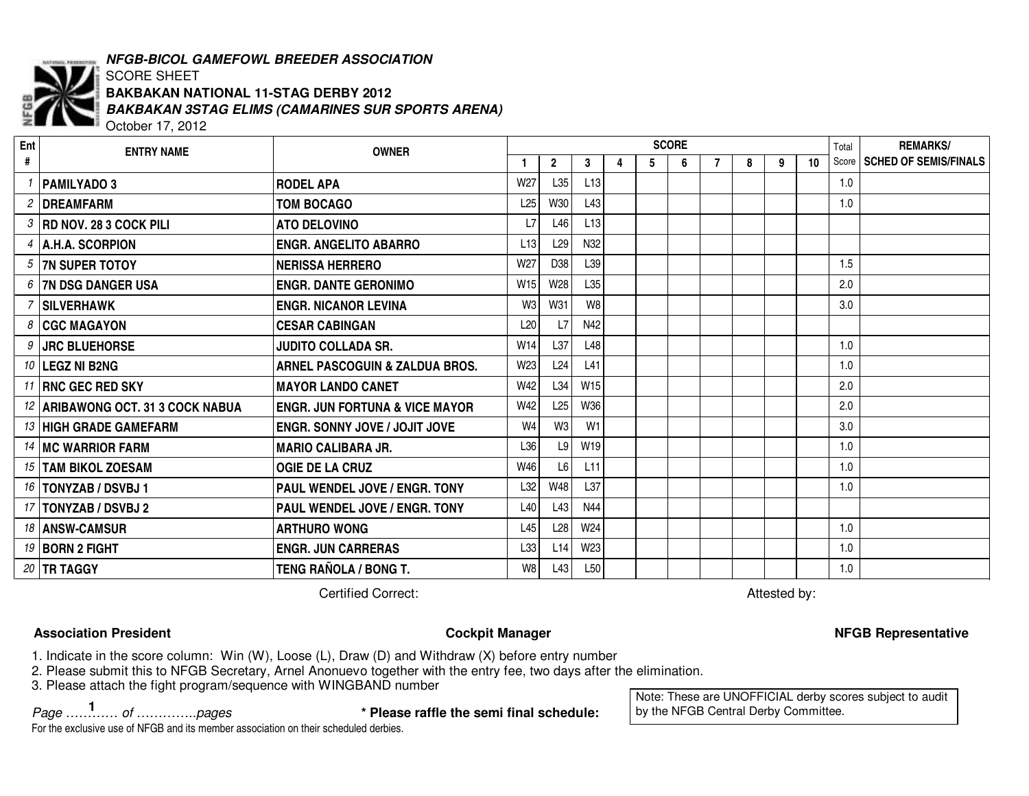***NFGB-BICOL GAMEFOWL BREEDER ASSOCIATION***

SCORE SHEET

**BAKBAKAN NATIONAL 11-STAG DERBY 2012**

***BAKBAKAN 3STAG ELIMS (CAMARINES SUR SPORTS ARENA)***

October 17, 2012

| Ent # | ENTRY NAME | OWNER | SCORE 1 | 2 | 3 | 4 | 5 | 6 | 7 | 8 | 9 | 10 | Total Score | REMARKS/ SCHED OF SEMIS/FINALS |
|---|---|---|---|---|---|---|---|---|---|---|---|---|---|---|
| 1 | PAMILYADO 3 | RODEL APA | W27 | L35 | L13 | | | | | | | | 1.0 | |
| 2 | DREAMFARM | TOM BOCAGO | L25 | W30 | L43 | | | | | | | | 1.0 | |
| 3 | RD NOV. 28 3 COCK PILI | ATO DELOVINO | L7 | L46 | L13 | | | | | | | | | |
| 4 | A.H.A. SCORPION | ENGR. ANGELITO ABARRO | L13 | L29 | N32 | | | | | | | | | |
| 5 | 7N SUPER TOTOY | NERISSA HERRERO | W27 | D38 | L39 | | | | | | | | 1.5 | |
| 6 | 7N DSG DANGER USA | ENGR. DANTE GERONIMO | W15 | W28 | L35 | | | | | | | | 2.0 | |
| 7 | SILVERHAWK | ENGR. NICANOR LEVINA | W3 | W31 | W8 | | | | | | | | 3.0 | |
| 8 | CGC MAGAYON | CESAR CABINGAN | L20 | L7 | N42 | | | | | | | | | |
| 9 | JRC BLUEHORSE | JUDITO COLLADA SR. | W14 | L37 | L48 | | | | | | | | 1.0 | |
| 10 | LEGZ NI B2NG | ARNEL PASCOGUIN & ZALDUA BROS. | W23 | L24 | L41 | | | | | | | | 1.0 | |
| 11 | RNC GEC RED SKY | MAYOR LANDO CANET | W42 | L34 | W15 | | | | | | | | 2.0 | |
| 12 | ARIBAWONG OCT. 31 3 COCK NABUA | ENGR. JUN FORTUNA & VICE MAYOR | W42 | L25 | W36 | | | | | | | | 2.0 | |
| 13 | HIGH GRADE GAMEFARM | ENGR. SONNY JOVE / JOJIT JOVE | W4 | W3 | W1 | | | | | | | | 3.0 | |
| 14 | MC WARRIOR FARM | MARIO CALIBARA JR. | L36 | L9 | W19 | | | | | | | | 1.0 | |
| 15 | TAM BIKOL ZOESAM | OGIE DE LA CRUZ | W46 | L6 | L11 | | | | | | | | 1.0 | |
| 16 | TONYZAB / DSVBJ 1 | PAUL WENDEL JOVE / ENGR. TONY | L32 | W48 | L37 | | | | | | | | 1.0 | |
| 17 | TONYZAB / DSVBJ 2 | PAUL WENDEL JOVE / ENGR. TONY | L40 | L43 | N44 | | | | | | | | | |
| 18 | ANSW-CAMSUR | ARTHURO WONG | L45 | L28 | W24 | | | | | | | | 1.0 | |
| 19 | BORN 2 FIGHT | ENGR. JUN CARRERAS | L33 | L14 | W23 | | | | | | | | 1.0 | |
| 20 | TR TAGGY | TENG RAÑOLA / BONG T. | W8 | L43 | L50 | | | | | | | | 1.0 | |

Certified Correct: Attested by:

**Association President** **Cockpit Manager** **NFGB Representative**

1. Indicate in the score column: Win (W), Loose (L), Draw (D) and Withdraw (X) before entry number
2. Please submit this to NFGB Secretary, Arnel Anonuevo together with the entry fee, two days after the elimination.
3. Please attach the fight program/sequence with WINGBAND number

*Page …………1 of …………..pages*

**\* Please raffle the semi final schedule:**

Note: These are UNOFFICIAL derby scores subject to audit by the NFGB Central Derby Committee.

For the exclusive use of NFGB and its member association on their scheduled derbies.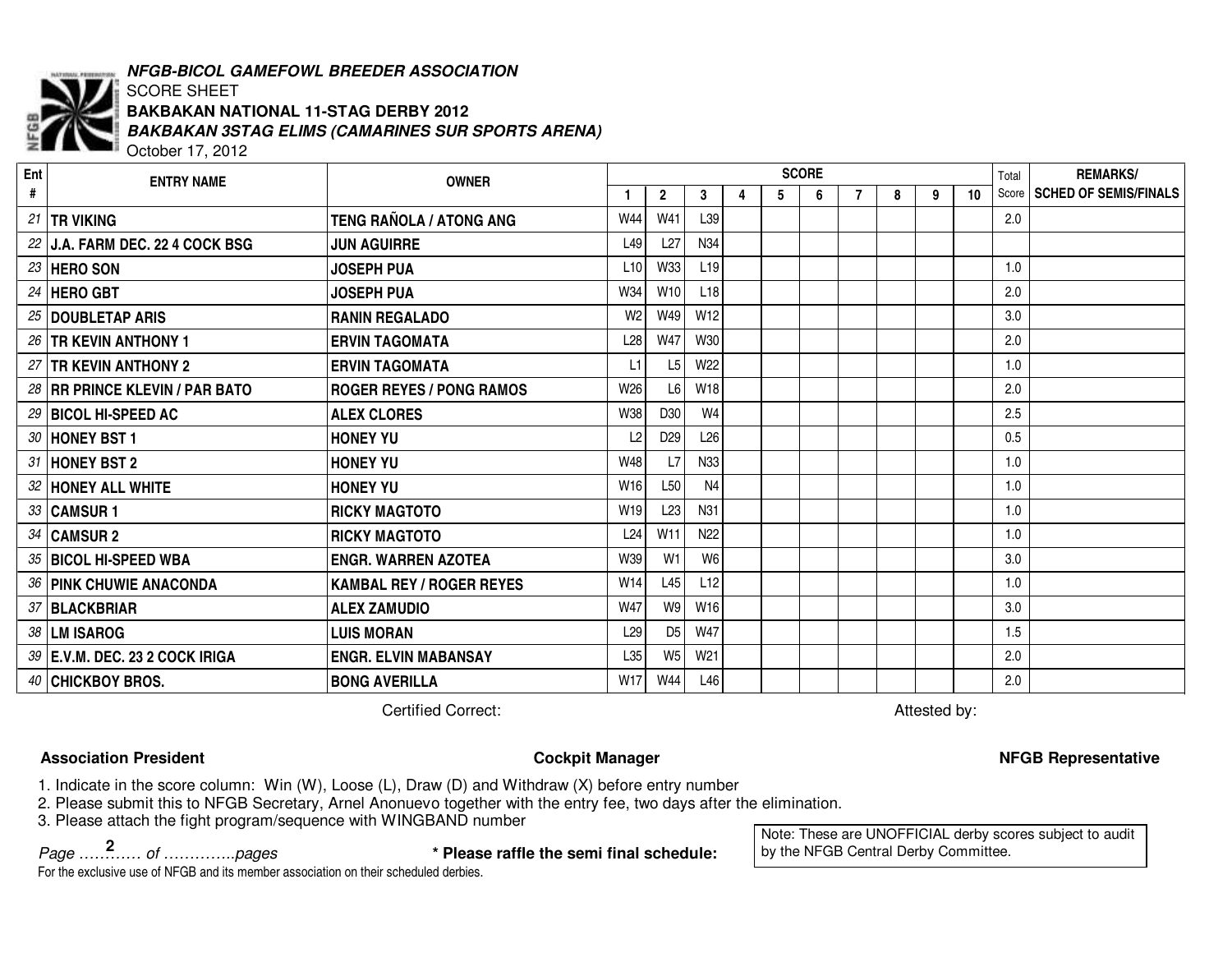***NFGB-BICOL GAMEFOWL BREEDER ASSOCIATION***

SCORE SHEET

**BAKBAKAN NATIONAL 11-STAG DERBY 2012**

***BAKBAKAN 3STAG ELIMS (CAMARINES SUR SPORTS ARENA)***

October 17, 2012

| Ent # | ENTRY NAME | OWNER | SCORE 1 | 2 | 3 | 4 | 5 | 6 | 7 | 8 | 9 | 10 | Total Score | REMARKS/ SCHED OF SEMIS/FINALS |
|---|---|---|---|---|---|---|---|---|---|---|---|---|---|---|
| 21 | TR VIKING | TENG RAÑOLA / ATONG ANG | W44 | W41 | L39 | | | | | | | | 2.0 | |
| 22 | J.A. FARM DEC. 22 4 COCK BSG | JUN AGUIRRE | L49 | L27 | N34 | | | | | | | | | |
| 23 | HERO SON | JOSEPH PUA | L10 | W33 | L19 | | | | | | | | 1.0 | |
| 24 | HERO GBT | JOSEPH PUA | W34 | W10 | L18 | | | | | | | | 2.0 | |
| 25 | DOUBLETAP ARIS | RANIN REGALADO | W2 | W49 | W12 | | | | | | | | 3.0 | |
| 26 | TR KEVIN ANTHONY 1 | ERVIN TAGOMATA | L28 | W47 | W30 | | | | | | | | 2.0 | |
| 27 | TR KEVIN ANTHONY 2 | ERVIN TAGOMATA | L1 | L5 | W22 | | | | | | | | 1.0 | |
| 28 | RR PRINCE KLEVIN / PAR BATO | ROGER REYES / PONG RAMOS | W26 | L6 | W18 | | | | | | | | 2.0 | |
| 29 | BICOL HI-SPEED AC | ALEX CLORES | W38 | D30 | W4 | | | | | | | | 2.5 | |
| 30 | HONEY BST 1 | HONEY YU | L2 | D29 | L26 | | | | | | | | 0.5 | |
| 31 | HONEY BST 2 | HONEY YU | W48 | L7 | N33 | | | | | | | | 1.0 | |
| 32 | HONEY ALL WHITE | HONEY YU | W16 | L50 | N4 | | | | | | | | 1.0 | |
| 33 | CAMSUR 1 | RICKY MAGTOTO | W19 | L23 | N31 | | | | | | | | 1.0 | |
| 34 | CAMSUR 2 | RICKY MAGTOTO | L24 | W11 | N22 | | | | | | | | 1.0 | |
| 35 | BICOL HI-SPEED WBA | ENGR. WARREN AZOTEA | W39 | W1 | W6 | | | | | | | | 3.0 | |
| 36 | PINK CHUWIE ANACONDA | KAMBAL REY / ROGER REYES | W14 | L45 | L12 | | | | | | | | 1.0 | |
| 37 | BLACKBRIAR | ALEX ZAMUDIO | W47 | W9 | W16 | | | | | | | | 3.0 | |
| 38 | LM ISAROG | LUIS MORAN | L29 | D5 | W47 | | | | | | | | 1.5 | |
| 39 | E.V.M. DEC. 23 2 COCK IRIGA | ENGR. ELVIN MABANSAY | L35 | W5 | W21 | | | | | | | | 2.0 | |
| 40 | CHICKBOY BROS. | BONG AVERILLA | W17 | W44 | L46 | | | | | | | | 2.0 | |

Certified Correct: Attested by:

**Association President** **Cockpit Manager** **NFGB Representative**

1. Indicate in the score column: Win (W), Loose (L), Draw (D) and Withdraw (X) before entry number
2. Please submit this to NFGB Secretary, Arnel Anonuevo together with the entry fee, two days after the elimination.
3. Please attach the fight program/sequence with WINGBAND number

*Page …2… of …………..pages*

**\* Please raffle the semi final schedule:**

Note: These are UNOFFICIAL derby scores subject to audit by the NFGB Central Derby Committee.

For the exclusive use of NFGB and its member association on their scheduled derbies.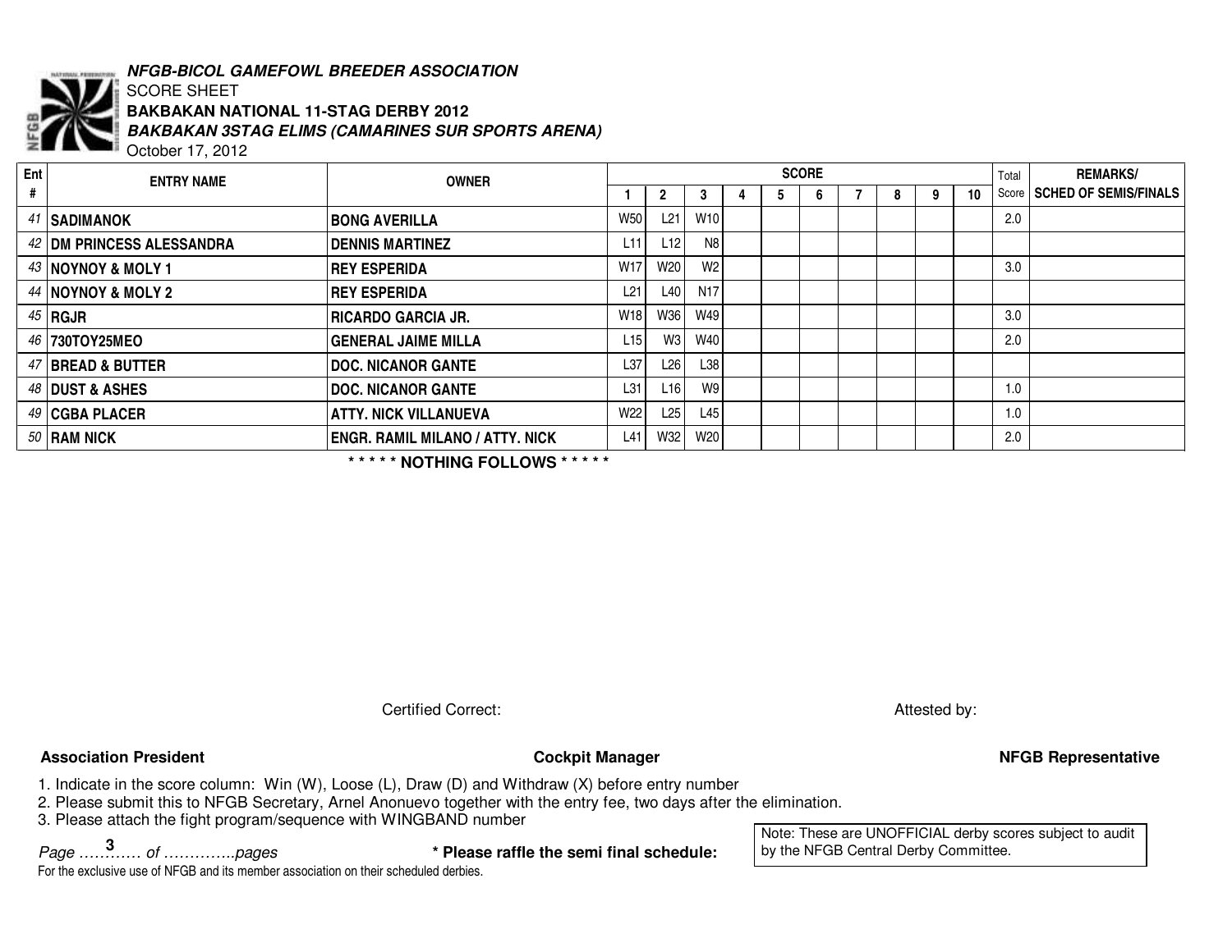**NFGB-BICOL GAMEFOWL BREEDER ASSOCIATION**

SCORE SHEET

**BAKBAKAN NATIONAL 11-STAG DERBY 2012**

***BAKBAKAN 3STAG ELIMS (CAMARINES SUR SPORTS ARENA)***

October 17, 2012

| Ent # | ENTRY NAME | OWNER | SCORE 1 | 2 | 3 | 4 | 5 | 6 | 7 | 8 | 9 | 10 | Total Score | REMARKS/ SCHED OF SEMIS/FINALS |
|---|---|---|---|---|---|---|---|---|---|---|---|---|---|---|
| 41 | SADIMANOK | BONG AVERILLA | W50 | L21 | W10 | | | | | | | | 2.0 | |
| 42 | DM PRINCESS ALESSANDRA | DENNIS MARTINEZ | L11 | L12 | N8 | | | | | | | | | |
| 43 | NOYNOY & MOLY 1 | REY ESPERIDA | W17 | W20 | W2 | | | | | | | | 3.0 | |
| 44 | NOYNOY & MOLY 2 | REY ESPERIDA | L21 | L40 | N17 | | | | | | | | | |
| 45 | RGJR | RICARDO GARCIA JR. | W18 | W36 | W49 | | | | | | | | 3.0 | |
| 46 | 730TOY25MEO | GENERAL JAIME MILLA | L15 | W3 | W40 | | | | | | | | 2.0 | |
| 47 | BREAD & BUTTER | DOC. NICANOR GANTE | L37 | L26 | L38 | | | | | | | | | |
| 48 | DUST & ASHES | DOC. NICANOR GANTE | L31 | L16 | W9 | | | | | | | | 1.0 | |
| 49 | CGBA PLACER | ATTY. NICK VILLANUEVA | W22 | L25 | L45 | | | | | | | | 1.0 | |
| 50 | RAM NICK | ENGR. RAMIL MILANO / ATTY. NICK | L41 | W32 | W20 | | | | | | | | 2.0 | |

**\* \* \* \* \* NOTHING FOLLOWS \* \* \* \* \***

Certified Correct: Attested by:

**Association President** **Cockpit Manager** **NFGB Representative**

1. Indicate in the score column: Win (W), Loose (L), Draw (D) and Withdraw (X) before entry number
2. Please submit this to NFGB Secretary, Arnel Anonuevo together with the entry fee, two days after the elimination.
3. Please attach the fight program/sequence with WINGBAND number

*Page …3…… of …………..pages*

**\* Please raffle the semi final schedule:**

Note: These are UNOFFICIAL derby scores subject to audit by the NFGB Central Derby Committee.

For the exclusive use of NFGB and its member association on their scheduled derbies.